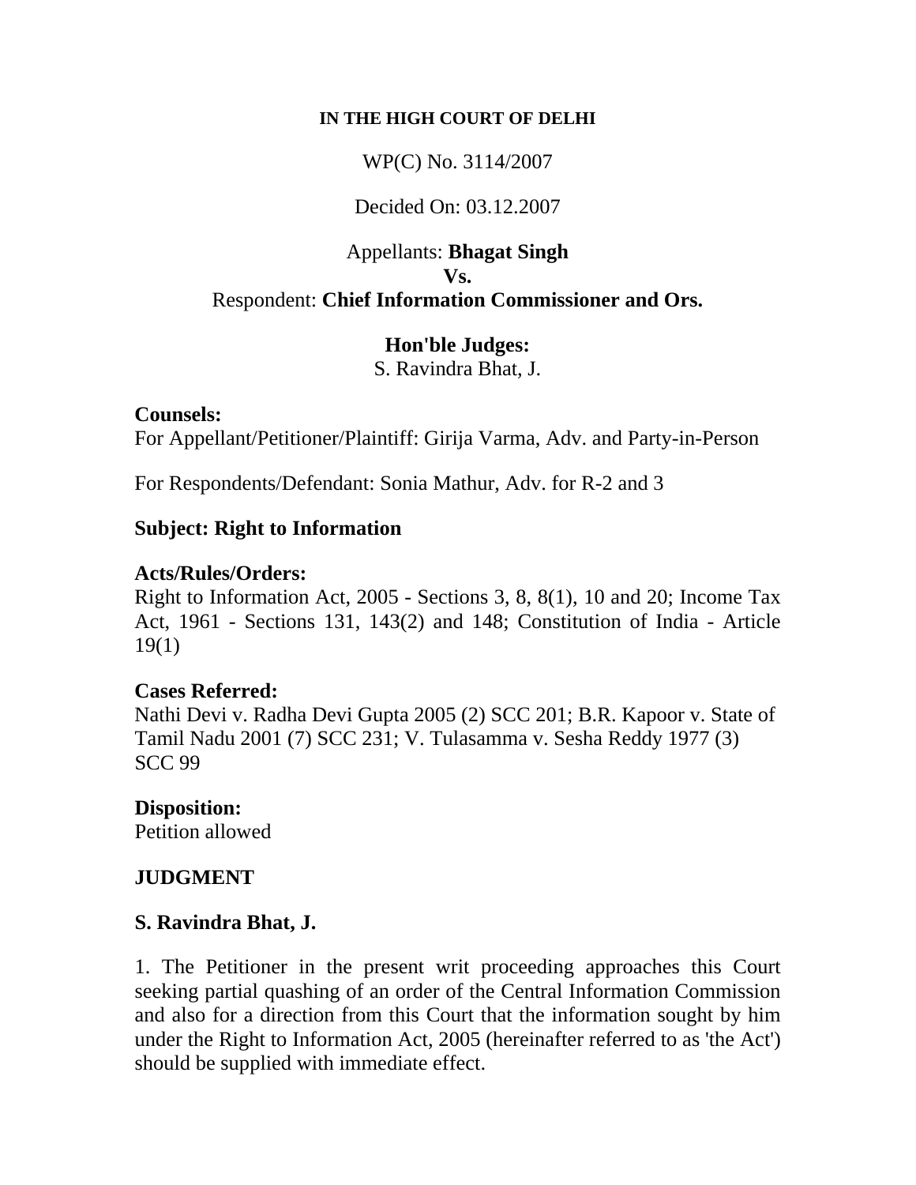**IN THE HIGH COURT OF DELHI**

WP(C) No. 3114/2007

Decided On: 03.12.2007

Appellants: **Bhagat Singh**
**Vs.**
Respondent: **Chief Information Commissioner and Ors.**

**Hon'ble Judges:**
S. Ravindra Bhat, J.

**Counsels:**
For Appellant/Petitioner/Plaintiff: Girija Varma, Adv. and Party-in-Person

For Respondents/Defendant: Sonia Mathur, Adv. for R-2 and 3

**Subject: Right to Information**

**Acts/Rules/Orders:**
Right to Information Act, 2005 - Sections 3, 8, 8(1), 10 and 20; Income Tax Act, 1961 - Sections 131, 143(2) and 148; Constitution of India - Article 19(1)

**Cases Referred:**
Nathi Devi v. Radha Devi Gupta 2005 (2) SCC 201; B.R. Kapoor v. State of Tamil Nadu 2001 (7) SCC 231; V. Tulasamma v. Sesha Reddy 1977 (3) SCC 99

**Disposition:**
Petition allowed

**JUDGMENT**

**S. Ravindra Bhat, J.**

1. The Petitioner in the present writ proceeding approaches this Court seeking partial quashing of an order of the Central Information Commission and also for a direction from this Court that the information sought by him under the Right to Information Act, 2005 (hereinafter referred to as 'the Act') should be supplied with immediate effect.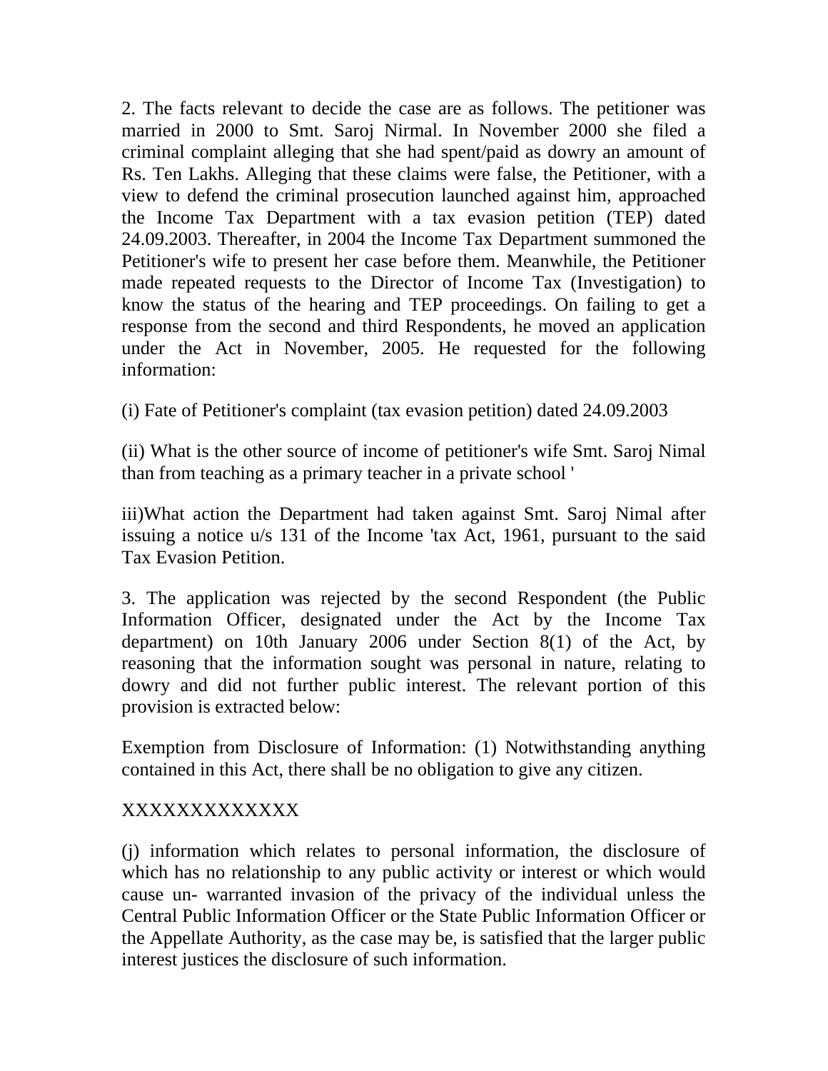2. The facts relevant to decide the case are as follows. The petitioner was married in 2000 to Smt. Saroj Nirmal. In November 2000 she filed a criminal complaint alleging that she had spent/paid as dowry an amount of Rs. Ten Lakhs. Alleging that these claims were false, the Petitioner, with a view to defend the criminal prosecution launched against him, approached the Income Tax Department with a tax evasion petition (TEP) dated 24.09.2003. Thereafter, in 2004 the Income Tax Department summoned the Petitioner's wife to present her case before them. Meanwhile, the Petitioner made repeated requests to the Director of Income Tax (Investigation) to know the status of the hearing and TEP proceedings. On failing to get a response from the second and third Respondents, he moved an application under the Act in November, 2005. He requested for the following information:

(i) Fate of Petitioner's complaint (tax evasion petition) dated 24.09.2003

(ii) What is the other source of income of petitioner's wife Smt. Saroj Nimal than from teaching as a primary teacher in a private school '

iii)What action the Department had taken against Smt. Saroj Nimal after issuing a notice u/s 131 of the Income 'tax Act, 1961, pursuant to the said Tax Evasion Petition.

3. The application was rejected by the second Respondent (the Public Information Officer, designated under the Act by the Income Tax department) on 10th January 2006 under Section 8(1) of the Act, by reasoning that the information sought was personal in nature, relating to dowry and did not further public interest. The relevant portion of this provision is extracted below:

Exemption from Disclosure of Information: (1) Notwithstanding anything contained in this Act, there shall be no obligation to give any citizen.

XXXXXXXXXXXXX

(j) information which relates to personal information, the disclosure of which has no relationship to any public activity or interest or which would cause un- warranted invasion of the privacy of the individual unless the Central Public Information Officer or the State Public Information Officer or the Appellate Authority, as the case may be, is satisfied that the larger public interest justices the disclosure of such information.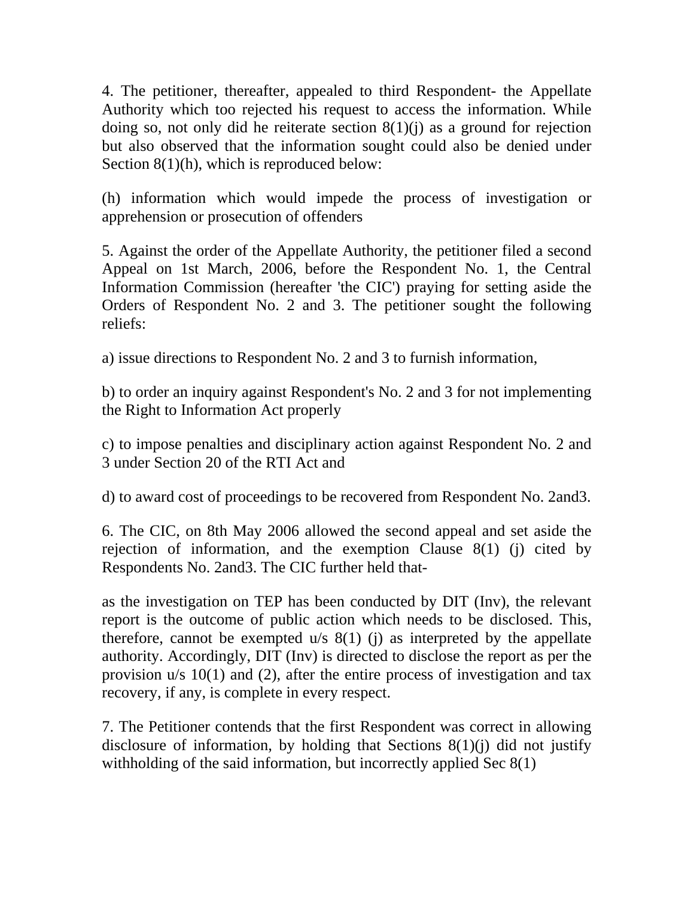4. The petitioner, thereafter, appealed to third Respondent- the Appellate Authority which too rejected his request to access the information. While doing so, not only did he reiterate section 8(1)(j) as a ground for rejection but also observed that the information sought could also be denied under Section 8(1)(h), which is reproduced below:

(h) information which would impede the process of investigation or apprehension or prosecution of offenders

5. Against the order of the Appellate Authority, the petitioner filed a second Appeal on 1st March, 2006, before the Respondent No. 1, the Central Information Commission (hereafter 'the CIC') praying for setting aside the Orders of Respondent No. 2 and 3. The petitioner sought the following reliefs:

a) issue directions to Respondent No. 2 and 3 to furnish information,

b) to order an inquiry against Respondent's No. 2 and 3 for not implementing the Right to Information Act properly

c) to impose penalties and disciplinary action against Respondent No. 2 and 3 under Section 20 of the RTI Act and

d) to award cost of proceedings to be recovered from Respondent No. 2and3.

6. The CIC, on 8th May 2006 allowed the second appeal and set aside the rejection of information, and the exemption Clause 8(1) (j) cited by Respondents No. 2and3. The CIC further held that-

as the investigation on TEP has been conducted by DIT (Inv), the relevant report is the outcome of public action which needs to be disclosed. This, therefore, cannot be exempted u/s 8(1) (j) as interpreted by the appellate authority. Accordingly, DIT (Inv) is directed to disclose the report as per the provision u/s 10(1) and (2), after the entire process of investigation and tax recovery, if any, is complete in every respect.

7. The Petitioner contends that the first Respondent was correct in allowing disclosure of information, by holding that Sections 8(1)(j) did not justify withholding of the said information, but incorrectly applied Sec 8(1)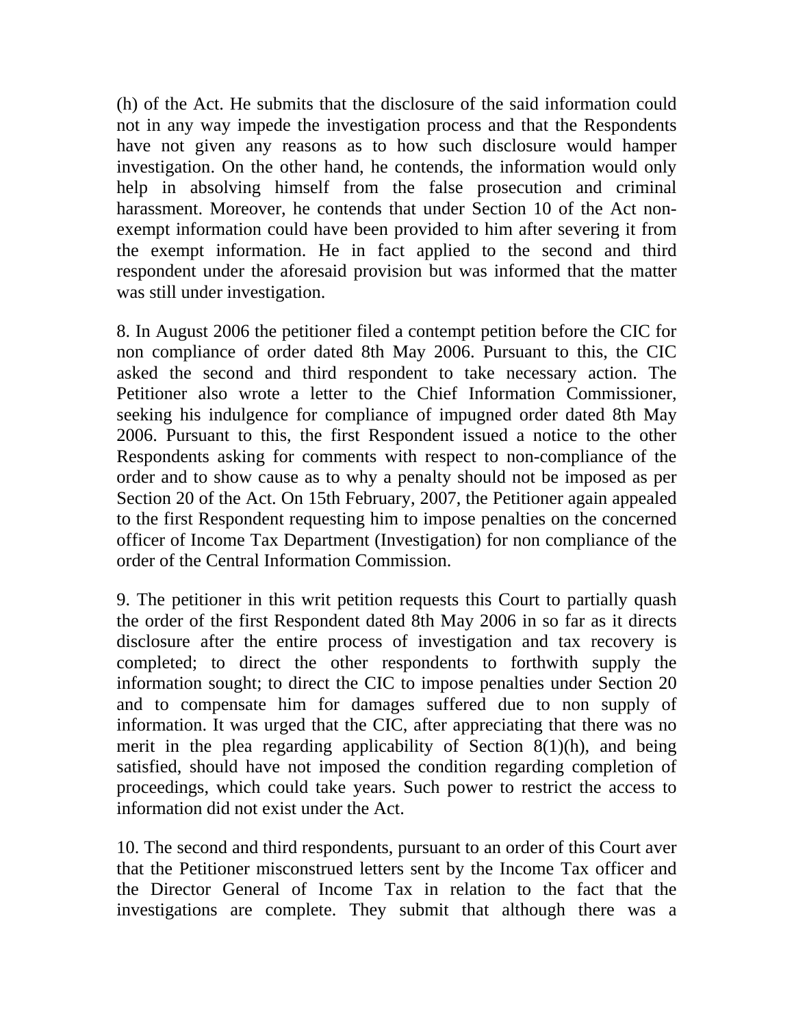(h) of the Act. He submits that the disclosure of the said information could not in any way impede the investigation process and that the Respondents have not given any reasons as to how such disclosure would hamper investigation. On the other hand, he contends, the information would only help in absolving himself from the false prosecution and criminal harassment. Moreover, he contends that under Section 10 of the Act non-exempt information could have been provided to him after severing it from the exempt information. He in fact applied to the second and third respondent under the aforesaid provision but was informed that the matter was still under investigation.

8. In August 2006 the petitioner filed a contempt petition before the CIC for non compliance of order dated 8th May 2006. Pursuant to this, the CIC asked the second and third respondent to take necessary action. The Petitioner also wrote a letter to the Chief Information Commissioner, seeking his indulgence for compliance of impugned order dated 8th May 2006. Pursuant to this, the first Respondent issued a notice to the other Respondents asking for comments with respect to non-compliance of the order and to show cause as to why a penalty should not be imposed as per Section 20 of the Act. On 15th February, 2007, the Petitioner again appealed to the first Respondent requesting him to impose penalties on the concerned officer of Income Tax Department (Investigation) for non compliance of the order of the Central Information Commission.

9. The petitioner in this writ petition requests this Court to partially quash the order of the first Respondent dated 8th May 2006 in so far as it directs disclosure after the entire process of investigation and tax recovery is completed; to direct the other respondents to forthwith supply the information sought; to direct the CIC to impose penalties under Section 20 and to compensate him for damages suffered due to non supply of information. It was urged that the CIC, after appreciating that there was no merit in the plea regarding applicability of Section 8(1)(h), and being satisfied, should have not imposed the condition regarding completion of proceedings, which could take years. Such power to restrict the access to information did not exist under the Act.

10. The second and third respondents, pursuant to an order of this Court aver that the Petitioner misconstrued letters sent by the Income Tax officer and the Director General of Income Tax in relation to the fact that the investigations are complete. They submit that although there was a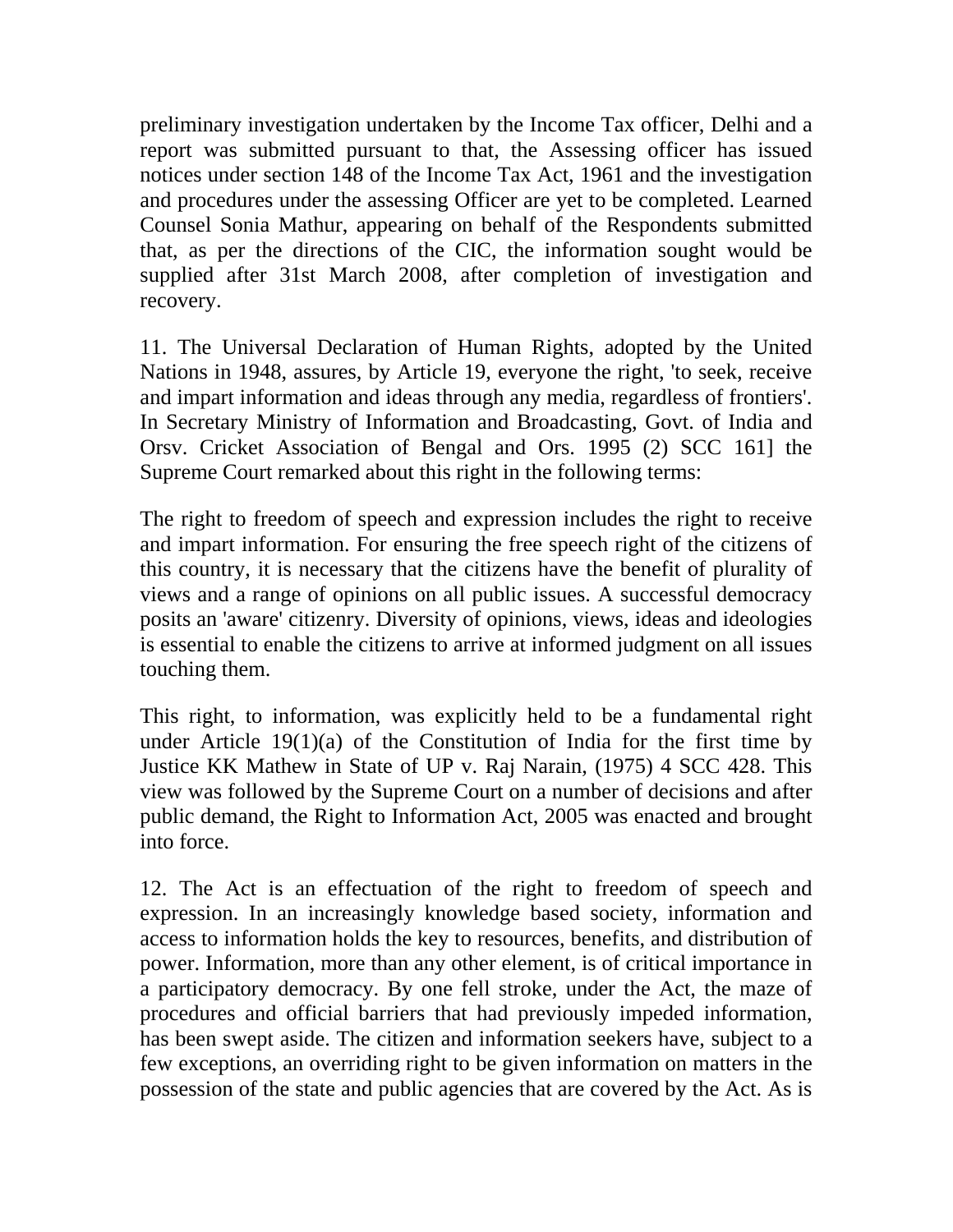preliminary investigation undertaken by the Income Tax officer, Delhi and a report was submitted pursuant to that, the Assessing officer has issued notices under section 148 of the Income Tax Act, 1961 and the investigation and procedures under the assessing Officer are yet to be completed. Learned Counsel Sonia Mathur, appearing on behalf of the Respondents submitted that, as per the directions of the CIC, the information sought would be supplied after 31st March 2008, after completion of investigation and recovery.

11. The Universal Declaration of Human Rights, adopted by the United Nations in 1948, assures, by Article 19, everyone the right, 'to seek, receive and impart information and ideas through any media, regardless of frontiers'. In Secretary Ministry of Information and Broadcasting, Govt. of India and Orsv. Cricket Association of Bengal and Ors. 1995 (2) SCC 161] the Supreme Court remarked about this right in the following terms:

The right to freedom of speech and expression includes the right to receive and impart information. For ensuring the free speech right of the citizens of this country, it is necessary that the citizens have the benefit of plurality of views and a range of opinions on all public issues. A successful democracy posits an 'aware' citizenry. Diversity of opinions, views, ideas and ideologies is essential to enable the citizens to arrive at informed judgment on all issues touching them.

This right, to information, was explicitly held to be a fundamental right under Article 19(1)(a) of the Constitution of India for the first time by Justice KK Mathew in State of UP v. Raj Narain, (1975) 4 SCC 428. This view was followed by the Supreme Court on a number of decisions and after public demand, the Right to Information Act, 2005 was enacted and brought into force.

12. The Act is an effectuation of the right to freedom of speech and expression. In an increasingly knowledge based society, information and access to information holds the key to resources, benefits, and distribution of power. Information, more than any other element, is of critical importance in a participatory democracy. By one fell stroke, under the Act, the maze of procedures and official barriers that had previously impeded information, has been swept aside. The citizen and information seekers have, subject to a few exceptions, an overriding right to be given information on matters in the possession of the state and public agencies that are covered by the Act. As is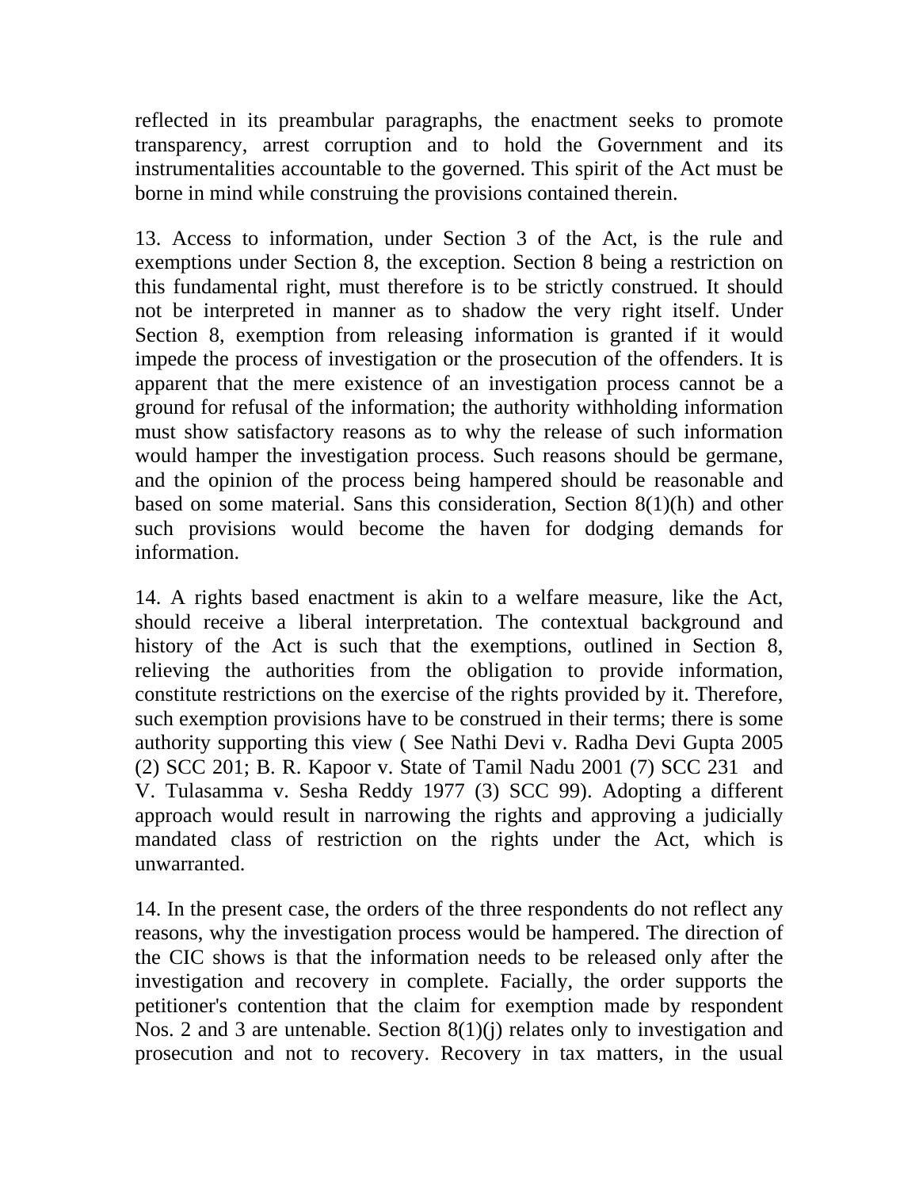reflected in its preambular paragraphs, the enactment seeks to promote transparency, arrest corruption and to hold the Government and its instrumentalities accountable to the governed. This spirit of the Act must be borne in mind while construing the provisions contained therein.

13. Access to information, under Section 3 of the Act, is the rule and exemptions under Section 8, the exception. Section 8 being a restriction on this fundamental right, must therefore is to be strictly construed. It should not be interpreted in manner as to shadow the very right itself. Under Section 8, exemption from releasing information is granted if it would impede the process of investigation or the prosecution of the offenders. It is apparent that the mere existence of an investigation process cannot be a ground for refusal of the information; the authority withholding information must show satisfactory reasons as to why the release of such information would hamper the investigation process. Such reasons should be germane, and the opinion of the process being hampered should be reasonable and based on some material. Sans this consideration, Section 8(1)(h) and other such provisions would become the haven for dodging demands for information.

14. A rights based enactment is akin to a welfare measure, like the Act, should receive a liberal interpretation. The contextual background and history of the Act is such that the exemptions, outlined in Section 8, relieving the authorities from the obligation to provide information, constitute restrictions on the exercise of the rights provided by it. Therefore, such exemption provisions have to be construed in their terms; there is some authority supporting this view ( See Nathi Devi v. Radha Devi Gupta 2005 (2) SCC 201; B. R. Kapoor v. State of Tamil Nadu 2001 (7) SCC 231 and V. Tulasamma v. Sesha Reddy 1977 (3) SCC 99). Adopting a different approach would result in narrowing the rights and approving a judicially mandated class of restriction on the rights under the Act, which is unwarranted.

14. In the present case, the orders of the three respondents do not reflect any reasons, why the investigation process would be hampered. The direction of the CIC shows is that the information needs to be released only after the investigation and recovery in complete. Facially, the order supports the petitioner's contention that the claim for exemption made by respondent Nos. 2 and 3 are untenable. Section 8(1)(j) relates only to investigation and prosecution and not to recovery. Recovery in tax matters, in the usual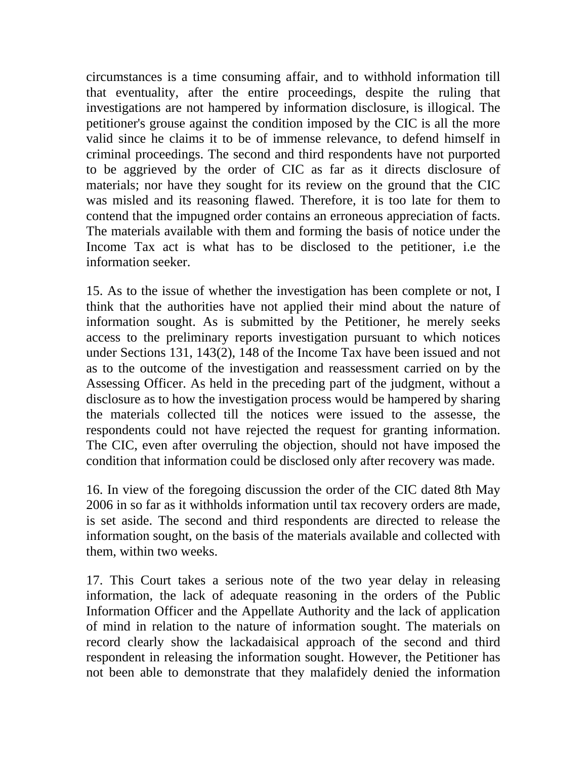circumstances is a time consuming affair, and to withhold information till that eventuality, after the entire proceedings, despite the ruling that investigations are not hampered by information disclosure, is illogical. The petitioner's grouse against the condition imposed by the CIC is all the more valid since he claims it to be of immense relevance, to defend himself in criminal proceedings. The second and third respondents have not purported to be aggrieved by the order of CIC as far as it directs disclosure of materials; nor have they sought for its review on the ground that the CIC was misled and its reasoning flawed. Therefore, it is too late for them to contend that the impugned order contains an erroneous appreciation of facts. The materials available with them and forming the basis of notice under the Income Tax act is what has to be disclosed to the petitioner, i.e the information seeker.

15. As to the issue of whether the investigation has been complete or not, I think that the authorities have not applied their mind about the nature of information sought. As is submitted by the Petitioner, he merely seeks access to the preliminary reports investigation pursuant to which notices under Sections 131, 143(2), 148 of the Income Tax have been issued and not as to the outcome of the investigation and reassessment carried on by the Assessing Officer. As held in the preceding part of the judgment, without a disclosure as to how the investigation process would be hampered by sharing the materials collected till the notices were issued to the assesse, the respondents could not have rejected the request for granting information. The CIC, even after overruling the objection, should not have imposed the condition that information could be disclosed only after recovery was made.

16. In view of the foregoing discussion the order of the CIC dated 8th May 2006 in so far as it withholds information until tax recovery orders are made, is set aside. The second and third respondents are directed to release the information sought, on the basis of the materials available and collected with them, within two weeks.

17. This Court takes a serious note of the two year delay in releasing information, the lack of adequate reasoning in the orders of the Public Information Officer and the Appellate Authority and the lack of application of mind in relation to the nature of information sought. The materials on record clearly show the lackadaisical approach of the second and third respondent in releasing the information sought. However, the Petitioner has not been able to demonstrate that they malafidely denied the information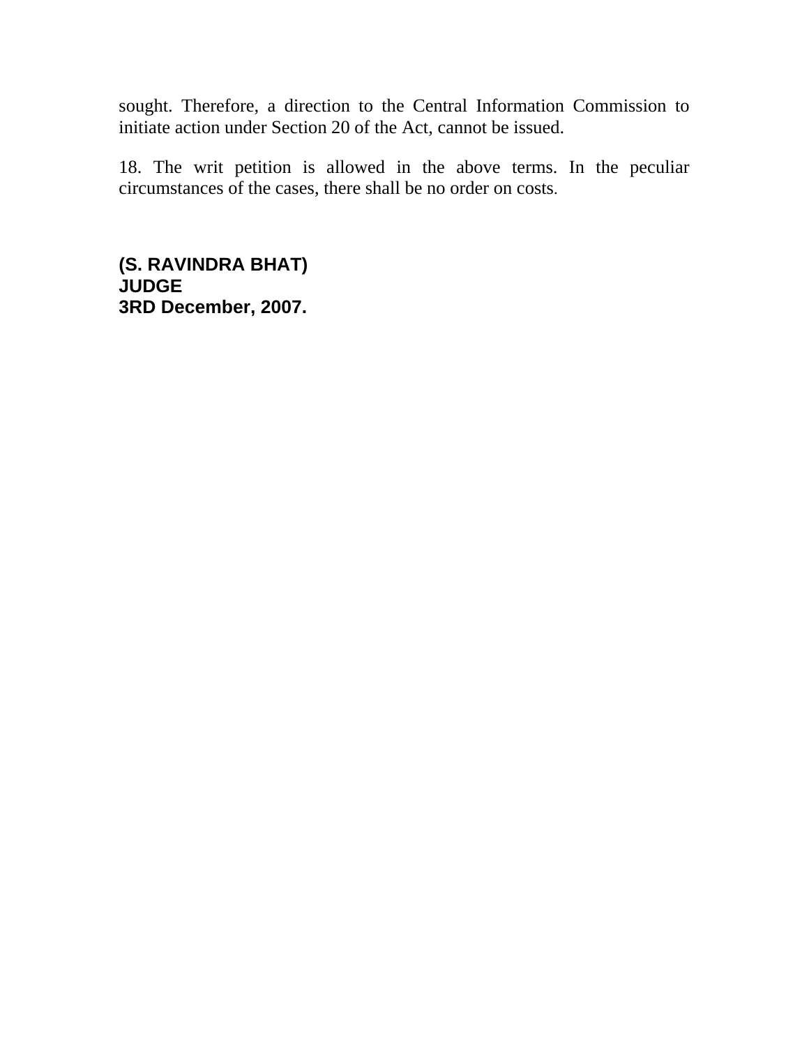sought. Therefore, a direction to the Central Information Commission to initiate action under Section 20 of the Act, cannot be issued.

18. The writ petition is allowed in the above terms. In the peculiar circumstances of the cases, there shall be no order on costs.

**(S. RAVINDRA BHAT)**
**JUDGE**
**3RD December, 2007.**